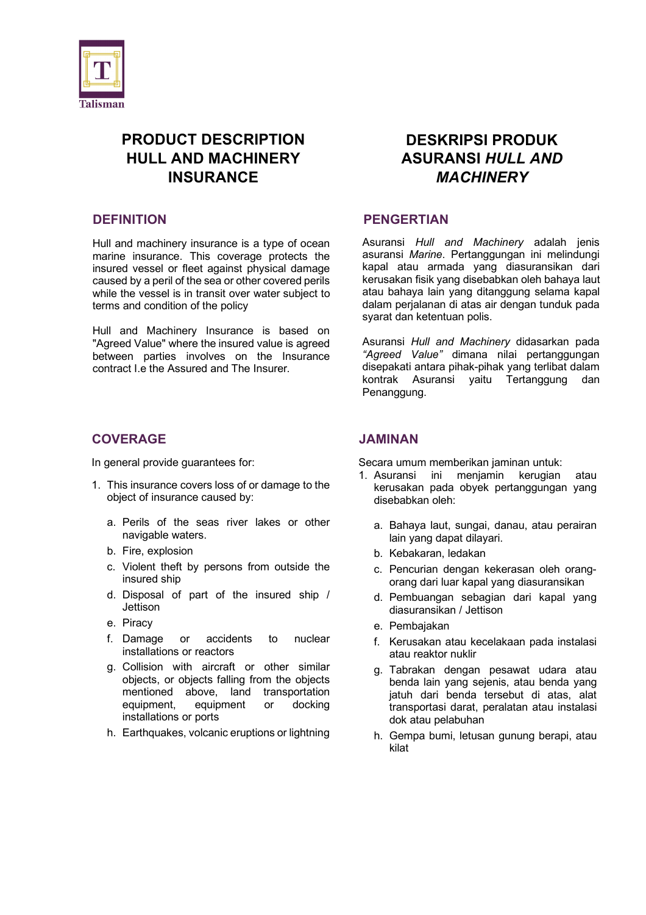Talisman

# PRODUCT DESCRIPTION HULL AND MACHINERY INSURANCE

## DEFINITION

Hull and machinery insurance is a type of ocean marine insurance. This coverage protects the insured vessel or fleet against physical damage caused by a peril of the sea or other covered perils while the vessel is in transit over water subject to terms and condition of the policy

Hull and Machinery Insurance is based on "Agreed Value" where the insured value is agreed between parties involves on the Insurance contract I.e the Assured and The Insurer.

## COVERAGE

In general provide guarantees for:

1. This insurance covers loss of or damage to the object of insurance caused by:

   a. Perils of the seas river lakes or other navigable waters.
   b. Fire, explosion
   c. Violent theft by persons from outside the insured ship
   d. Disposal of part of the insured ship / Jettison
   e. Piracy
   f. Damage or accidents to nuclear installations or reactors
   g. Collision with aircraft or other similar objects, or objects falling from the objects mentioned above, land transportation equipment, equipment or docking installations or ports
   h. Earthquakes, volcanic eruptions or lightning

# DESKRIPSI PRODUK ASURANSI *HULL AND MACHINERY*

## PENGERTIAN

Asuransi *Hull and Machinery* adalah jenis asuransi *Marine*. Pertanggungan ini melindungi kapal atau armada yang diasuransikan dari kerusakan fisik yang disebabkan oleh bahaya laut atau bahaya lain yang ditanggung selama kapal dalam perjalanan di atas air dengan tunduk pada syarat dan ketentuan polis.

Asuransi *Hull and Machinery* didasarkan pada *"Agreed Value"* dimana nilai pertanggungan disepakati antara pihak-pihak yang terlibat dalam kontrak Asuransi yaitu Tertanggung dan Penanggung.

## JAMINAN

Secara umum memberikan jaminan untuk:

1. Asuransi ini menjamin kerugian atau kerusakan pada obyek pertanggungan yang disebabkan oleh:

   a. Bahaya laut, sungai, danau, atau perairan lain yang dapat dilayari.
   b. Kebakaran, ledakan
   c. Pencurian dengan kekerasan oleh orang-orang dari luar kapal yang diasuransikan
   d. Pembuangan sebagian dari kapal yang diasuransikan / Jettison
   e. Pembajakan
   f. Kerusakan atau kecelakaan pada instalasi atau reaktor nuklir
   g. Tabrakan dengan pesawat udara atau benda lain yang sejenis, atau benda yang jatuh dari benda tersebut di atas, alat transportasi darat, peralatan atau instalasi dok atau pelabuhan
   h. Gempa bumi, letusan gunung berapi, atau kilat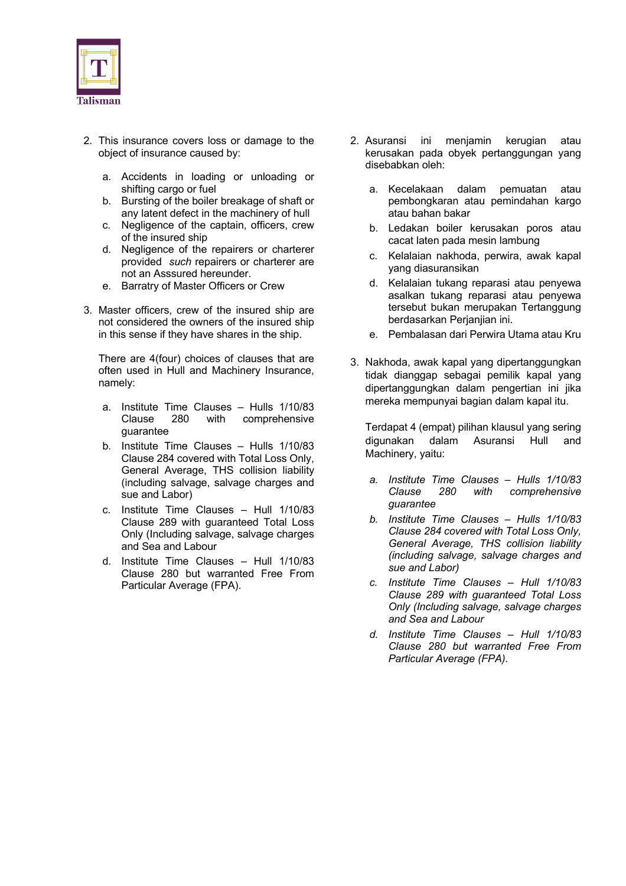2. This insurance covers loss or damage to the object of insurance caused by:

    a. Accidents in loading or unloading or shifting cargo or fuel
    b. Bursting of the boiler breakage of shaft or any latent defect in the machinery of hull
    c. Negligence of the captain, officers, crew of the insured ship
    d. Negligence of the repairers or charterer provided *such* repairers or charterer are not an Asssured hereunder.
    e. Barratry of Master Officers or Crew

3. Master officers, crew of the insured ship are not considered the owners of the insured ship in this sense if they have shares in the ship.

    There are 4(four) choices of clauses that are often used in Hull and Machinery Insurance, namely:

    a. Institute Time Clauses – Hulls 1/10/83 Clause 280 with comprehensive guarantee
    b. Institute Time Clauses – Hulls 1/10/83 Clause 284 covered with Total Loss Only, General Average, THS collision liability (including salvage, salvage charges and sue and Labor)
    c. Institute Time Clauses – Hull 1/10/83 Clause 289 with guaranteed Total Loss Only (Including salvage, salvage charges and Sea and Labour
    d. Institute Time Clauses – Hull 1/10/83 Clause 280 but warranted Free From Particular Average (FPA).

2. Asuransi ini menjamin kerugian atau kerusakan pada obyek pertanggungan yang disebabkan oleh:

    a. Kecelakaan dalam pemuatan atau pembongkaran atau pemindahan kargo atau bahan bakar
    b. Ledakan boiler kerusakan poros atau cacat laten pada mesin lambung
    c. Kelalaian nakhoda, perwira, awak kapal yang diasuransikan
    d. Kelalaian tukang reparasi atau penyewa asalkan tukang reparasi atau penyewa tersebut bukan merupakan Tertanggung berdasarkan Perjanjian ini.
    e. Pembalasan dari Perwira Utama atau Kru

3. Nakhoda, awak kapal yang dipertanggungkan tidak dianggap sebagai pemilik kapal yang dipertanggungkan dalam pengertian ini jika mereka mempunyai bagian dalam kapal itu.

    Terdapat 4 (empat) pilihan klausul yang sering digunakan dalam Asuransi Hull and Machinery, yaitu:

    a. *Institute Time Clauses – Hulls 1/10/83 Clause 280 with comprehensive guarantee*
    b. *Institute Time Clauses – Hulls 1/10/83 Clause 284 covered with Total Loss Only, General Average, THS collision liability (including salvage, salvage charges and sue and Labor)*
    c. *Institute Time Clauses – Hull 1/10/83 Clause 289 with guaranteed Total Loss Only (Including salvage, salvage charges and Sea and Labour*
    d. *Institute Time Clauses – Hull 1/10/83 Clause 280 but warranted Free From Particular Average (FPA).*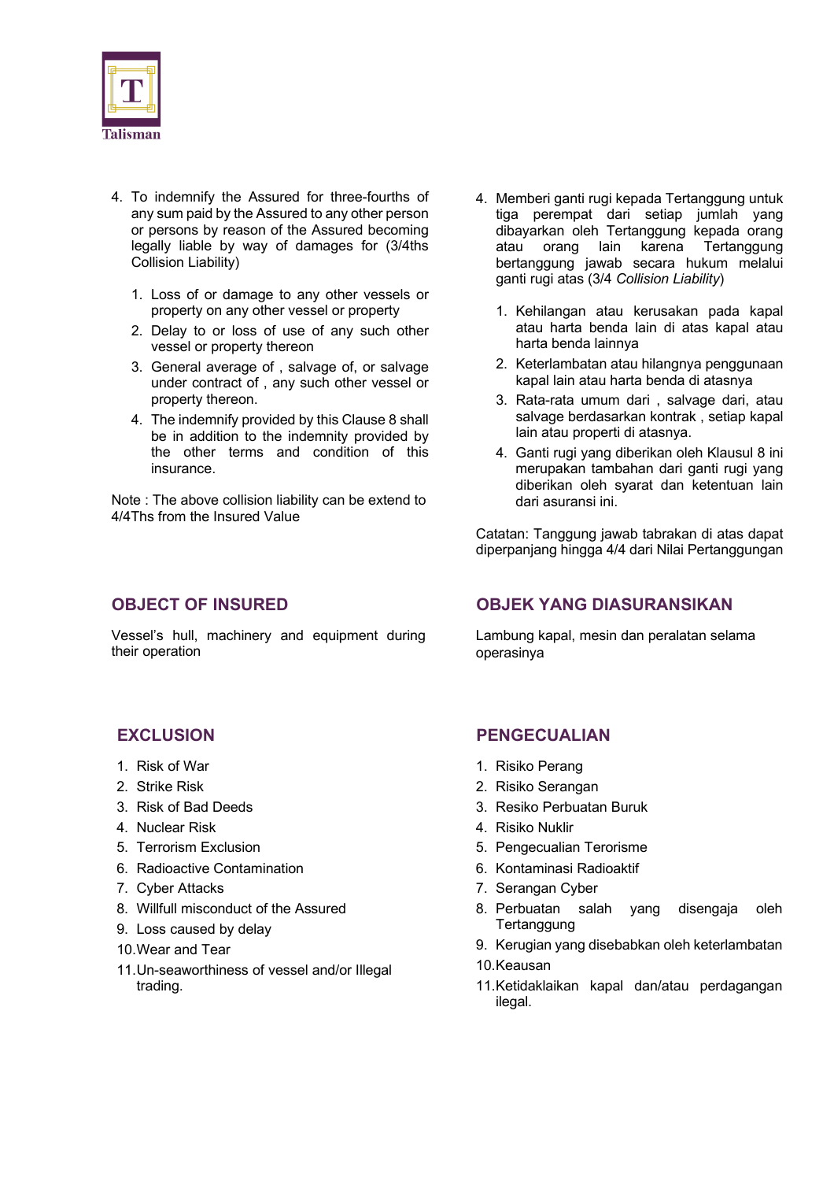4. To indemnify the Assured for three-fourths of any sum paid by the Assured to any other person or persons by reason of the Assured becoming legally liable by way of damages for (3/4ths Collision Liability)

   1. Loss of or damage to any other vessels or property on any other vessel or property
   2. Delay to or loss of use of any such other vessel or property thereon
   3. General average of , salvage of, or salvage under contract of , any such other vessel or property thereon.
   4. The indemnify provided by this Clause 8 shall be in addition to the indemnity provided by the other terms and condition of this insurance.

Note : The above collision liability can be extend to 4/4Ths from the Insured Value

4. Memberi ganti rugi kepada Tertanggung untuk tiga perempat dari setiap jumlah yang dibayarkan oleh Tertanggung kepada orang atau orang lain karena Tertanggung bertanggung jawab secara hukum melalui ganti rugi atas (3/4 *Collision Liability*)

   1. Kehilangan atau kerusakan pada kapal atau harta benda lain di atas kapal atau harta benda lainnya
   2. Keterlambatan atau hilangnya penggunaan kapal lain atau harta benda di atasnya
   3. Rata-rata umum dari , salvage dari, atau salvage berdasarkan kontrak , setiap kapal lain atau properti di atasnya.
   4. Ganti rugi yang diberikan oleh Klausul 8 ini merupakan tambahan dari ganti rugi yang diberikan oleh syarat dan ketentuan lain dari asuransi ini.

Catatan: Tanggung jawab tabrakan di atas dapat diperpanjang hingga 4/4 dari Nilai Pertanggungan

## OBJECT OF INSURED

Vessel's hull, machinery and equipment during their operation

## OBJEK YANG DIASURANSIKAN

Lambung kapal, mesin dan peralatan selama operasinya

## EXCLUSION

1. Risk of War
2. Strike Risk
3. Risk of Bad Deeds
4. Nuclear Risk
5. Terrorism Exclusion
6. Radioactive Contamination
7. Cyber Attacks
8. Willfull misconduct of the Assured
9. Loss caused by delay
10. Wear and Tear
11. Un-seaworthiness of vessel and/or Illegal trading.

## PENGECUALIAN

1. Risiko Perang
2. Risiko Serangan
3. Resiko Perbuatan Buruk
4. Risiko Nuklir
5. Pengecualian Terorisme
6. Kontaminasi Radioaktif
7. Serangan Cyber
8. Perbuatan salah yang disengaja oleh Tertanggung
9. Kerugian yang disebabkan oleh keterlambatan
10. Keausan
11. Ketidaklaikan kapal dan/atau perdagangan ilegal.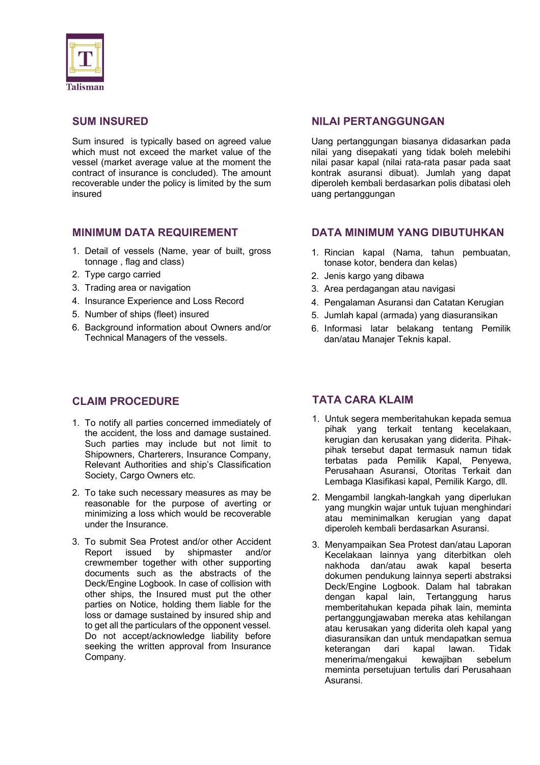## SUM INSURED

Sum insured is typically based on agreed value which must not exceed the market value of the vessel (market average value at the moment the contract of insurance is concluded). The amount recoverable under the policy is limited by the sum insured

## NILAI PERTANGGUNGAN

Uang pertanggungan biasanya didasarkan pada nilai yang disepakati yang tidak boleh melebihi nilai pasar kapal (nilai rata-rata pasar pada saat kontrak asuransi dibuat). Jumlah yang dapat diperoleh kembali berdasarkan polis dibatasi oleh uang pertanggungan

## MINIMUM DATA REQUIREMENT

1. Detail of vessels (Name, year of built, gross tonnage , flag and class)
2. Type cargo carried
3. Trading area or navigation
4. Insurance Experience and Loss Record
5. Number of ships (fleet) insured
6. Background information about Owners and/or Technical Managers of the vessels.

## DATA MINIMUM YANG DIBUTUHKAN

1. Rincian kapal (Nama, tahun pembuatan, tonase kotor, bendera dan kelas)
2. Jenis kargo yang dibawa
3. Area perdagangan atau navigasi
4. Pengalaman Asuransi dan Catatan Kerugian
5. Jumlah kapal (armada) yang diasuransikan
6. Informasi latar belakang tentang Pemilik dan/atau Manajer Teknis kapal.

## CLAIM PROCEDURE

1. To notify all parties concerned immediately of the accident, the loss and damage sustained. Such parties may include but not limit to Shipowners, Charterers, Insurance Company, Relevant Authorities and ship's Classification Society, Cargo Owners etc.
2. To take such necessary measures as may be reasonable for the purpose of averting or minimizing a loss which would be recoverable under the Insurance.
3. To submit Sea Protest and/or other Accident Report issued by shipmaster and/or crewmember together with other supporting documents such as the abstracts of the Deck/Engine Logbook. In case of collision with other ships, the Insured must put the other parties on Notice, holding them liable for the loss or damage sustained by insured ship and to get all the particulars of the opponent vessel. Do not accept/acknowledge liability before seeking the written approval from Insurance Company.

## TATA CARA KLAIM

1. Untuk segera memberitahukan kepada semua pihak yang terkait tentang kecelakaan, kerugian dan kerusakan yang diderita. Pihak-pihak tersebut dapat termasuk namun tidak terbatas pada Pemilik Kapal, Penyewa, Perusahaan Asuransi, Otoritas Terkait dan Lembaga Klasifikasi kapal, Pemilik Kargo, dll.
2. Mengambil langkah-langkah yang diperlukan yang mungkin wajar untuk tujuan menghindari atau meminimalkan kerugian yang dapat diperoleh kembali berdasarkan Asuransi.
3. Menyampaikan Sea Protest dan/atau Laporan Kecelakaan lainnya yang diterbitkan oleh nakhoda dan/atau awak kapal beserta dokumen pendukung lainnya seperti abstraksi Deck/Engine Logbook. Dalam hal tabrakan dengan kapal lain, Tertanggung harus memberitahukan kepada pihak lain, meminta pertanggungjawaban mereka atas kehilangan atau kerusakan yang diderita oleh kapal yang diasuransikan dan untuk mendapatkan semua keterangan dari kapal lawan. Tidak menerima/mengakui kewajiban sebelum meminta persetujuan tertulis dari Perusahaan Asuransi.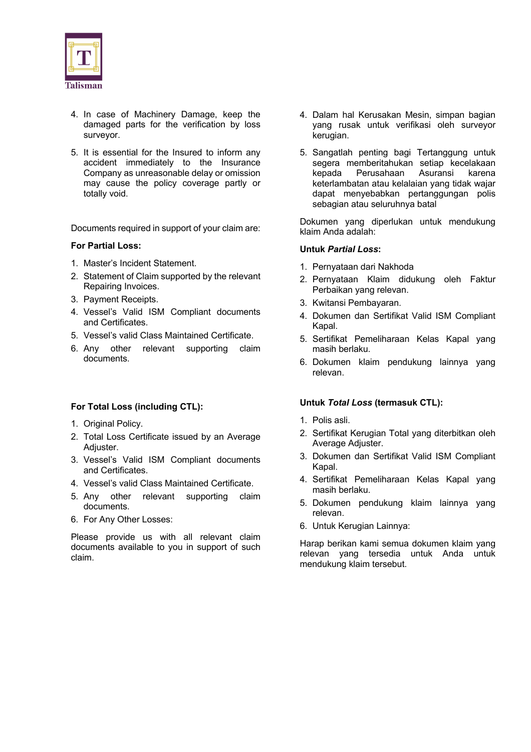Talisman

4. In case of Machinery Damage, keep the damaged parts for the verification by loss surveyor.
5. It is essential for the Insured to inform any accident immediately to the Insurance Company as unreasonable delay or omission may cause the policy coverage partly or totally void.

Documents required in support of your claim are:

**For Partial Loss:**

1. Master's Incident Statement.
2. Statement of Claim supported by the relevant Repairing Invoices.
3. Payment Receipts.
4. Vessel's Valid ISM Compliant documents and Certificates.
5. Vessel's valid Class Maintained Certificate.
6. Any other relevant supporting claim documents.

**For Total Loss (including CTL):**

1. Original Policy.
2. Total Loss Certificate issued by an Average Adjuster.
3. Vessel's Valid ISM Compliant documents and Certificates.
4. Vessel's valid Class Maintained Certificate.
5. Any other relevant supporting claim documents.
6. For Any Other Losses:

Please provide us with all relevant claim documents available to you in support of such claim.

4. Dalam hal Kerusakan Mesin, simpan bagian yang rusak untuk verifikasi oleh surveyor kerugian.
5. Sangatlah penting bagi Tertanggung untuk segera memberitahukan setiap kecelakaan kepada Perusahaan Asuransi karena keterlambatan atau kelalaian yang tidak wajar dapat menyebabkan pertanggungan polis sebagian atau seluruhnya batal

Dokumen yang diperlukan untuk mendukung klaim Anda adalah:

**Untuk *Partial Loss*:**

1. Pernyataan dari Nakhoda
2. Pernyataan Klaim didukung oleh Faktur Perbaikan yang relevan.
3. Kwitansi Pembayaran.
4. Dokumen dan Sertifikat Valid ISM Compliant Kapal.
5. Sertifikat Pemeliharaan Kelas Kapal yang masih berlaku.
6. Dokumen klaim pendukung lainnya yang relevan.

**Untuk *Total Loss* (termasuk CTL):**

1. Polis asli.
2. Sertifikat Kerugian Total yang diterbitkan oleh Average Adjuster.
3. Dokumen dan Sertifikat Valid ISM Compliant Kapal.
4. Sertifikat Pemeliharaan Kelas Kapal yang masih berlaku.
5. Dokumen pendukung klaim lainnya yang relevan.
6. Untuk Kerugian Lainnya:

Harap berikan kami semua dokumen klaim yang relevan yang tersedia untuk Anda untuk mendukung klaim tersebut.